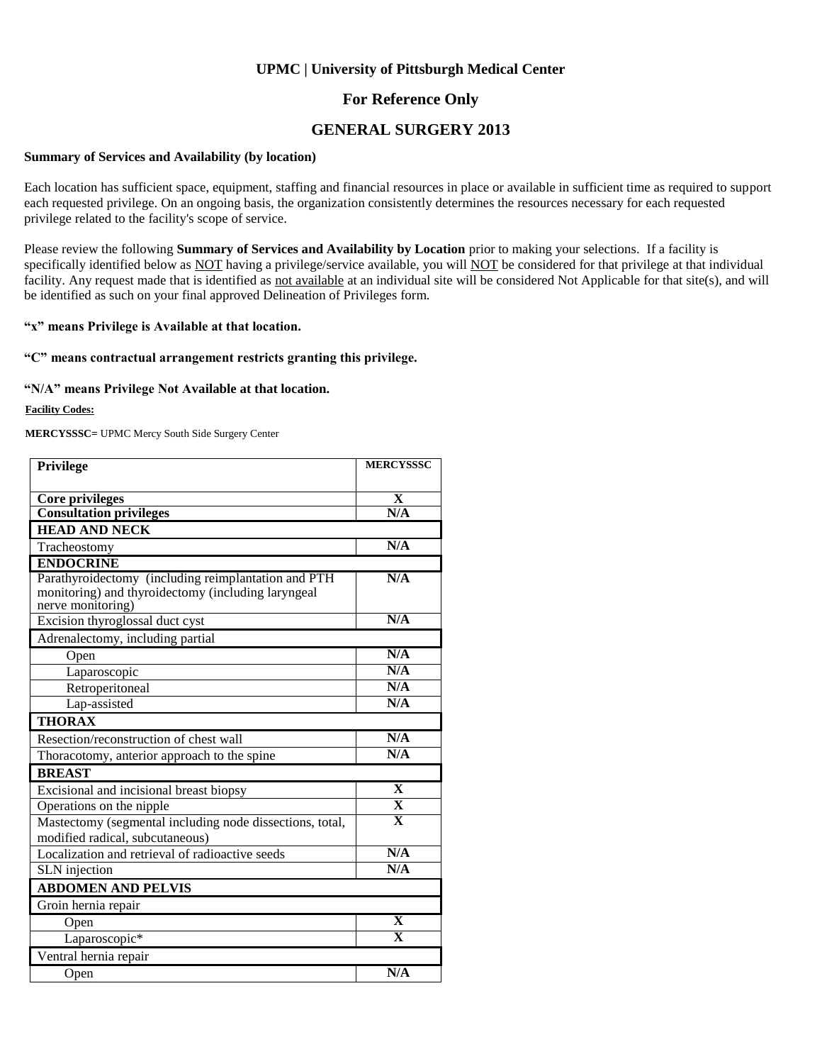# UPMC | University of Pittsburgh Medical Center

## For Reference Only

## GENERAL SURGERY 2013

**Summary of Services and Availability (by location)**

Each location has sufficient space, equipment, staffing and financial resources in place or available in sufficient time as required to support each requested privilege. On an ongoing basis, the organization consistently determines the resources necessary for each requested privilege related to the facility's scope of service.

Please review the following **Summary of Services and Availability by Location** prior to making your selections. If a facility is specifically identified below as NOT having a privilege/service available, you will NOT be considered for that privilege at that individual facility. Any request made that is identified as not available at an individual site will be considered Not Applicable for that site(s), and will be identified as such on your final approved Delineation of Privileges form.

**"x" means Privilege is Available at that location.**

**"C" means contractual arrangement restricts granting this privilege.**

**"N/A" means Privilege Not Available at that location.**

**Facility Codes:**

**MERCYSSSC=** UPMC Mercy South Side Surgery Center

| Privilege | MERCYSSSC |
|---|---|
| **Core privileges** | X |
| **Consultation privileges** | N/A |
| **HEAD AND NECK** | |
| Tracheostomy | N/A |
| **ENDOCRINE** | |
| Parathyroidectomy (including reimplantation and PTH monitoring) and thyroidectomy (including laryngeal nerve monitoring) | N/A |
| Excision thyroglossal duct cyst | N/A |
| Adrenalectomy, including partial | |
| Open | N/A |
| Laparoscopic | N/A |
| Retroperitoneal | N/A |
| Lap-assisted | N/A |
| **THORAX** | |
| Resection/reconstruction of chest wall | N/A |
| Thoracotomy, anterior approach to the spine | N/A |
| **BREAST** | |
| Excisional and incisional breast biopsy | X |
| Operations on the nipple | X |
| Mastectomy (segmental including node dissections, total, modified radical, subcutaneous) | X |
| Localization and retrieval of radioactive seeds | N/A |
| SLN injection | N/A |
| **ABDOMEN AND PELVIS** | |
| Groin hernia repair | |
| Open | X |
| Laparoscopic* | X |
| Ventral hernia repair | |
| Open | N/A |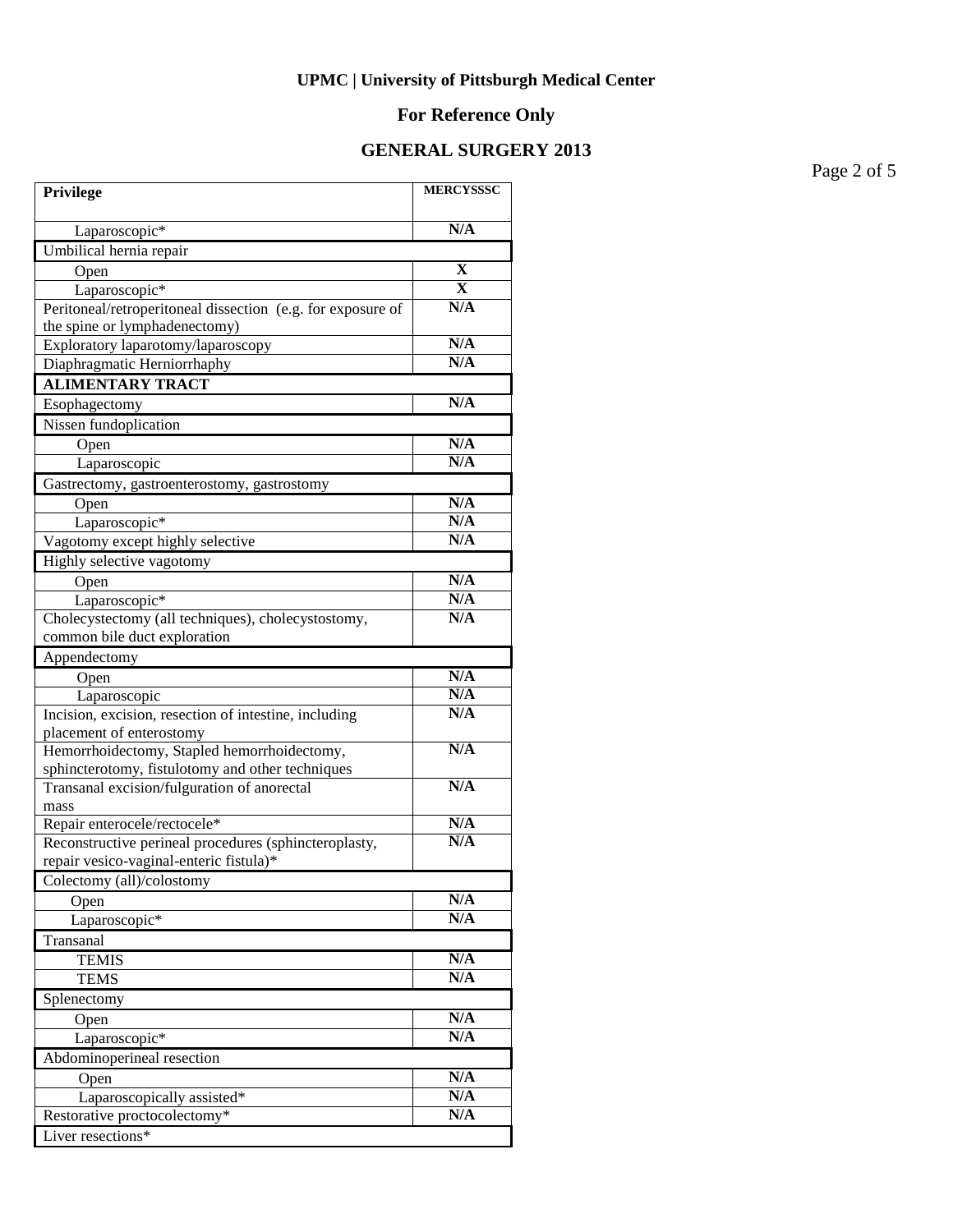**UPMC | University of Pittsburgh Medical Center**

**For Reference Only**

**GENERAL SURGERY 2013**

| Privilege | MERCYSSSC |
|---|---|
| Laparoscopic* | N/A |
| Umbilical hernia repair | |
| Open | X |
| Laparoscopic* | X |
| Peritoneal/retroperitoneal dissection (e.g. for exposure of the spine or lymphadenectomy) | N/A |
| Exploratory laparotomy/laparoscopy | N/A |
| Diaphragmatic Herniorrhaphy | N/A |
| **ALIMENTARY TRACT** | |
| Esophagectomy | N/A |
| Nissen fundoplication | |
| Open | N/A |
| Laparoscopic | N/A |
| Gastrectomy, gastroenterostomy, gastrostomy | |
| Open | N/A |
| Laparoscopic* | N/A |
| Vagotomy except highly selective | N/A |
| Highly selective vagotomy | |
| Open | N/A |
| Laparoscopic* | N/A |
| Cholecystectomy (all techniques), cholecystostomy, common bile duct exploration | N/A |
| Appendectomy | |
| Open | N/A |
| Laparoscopic | N/A |
| Incision, excision, resection of intestine, including placement of enterostomy | N/A |
| Hemorrhoidectomy, Stapled hemorrhoidectomy, sphincterotomy, fistulotomy and other techniques | N/A |
| Transanal excision/fulguration of anorectal mass | N/A |
| Repair enterocele/rectocele* | N/A |
| Reconstructive perineal procedures (sphincteroplasty, repair vesico-vaginal-enteric fistula)* | N/A |
| Colectomy (all)/colostomy | |
| Open | N/A |
| Laparoscopic* | N/A |
| Transanal | |
| TEMIS | N/A |
| TEMS | N/A |
| Splenectomy | |
| Open | N/A |
| Laparoscopic* | N/A |
| Abdominoperineal resection | |
| Open | N/A |
| Laparoscopically assisted* | N/A |
| Restorative proctocolectomy* | N/A |
| Liver resections* | |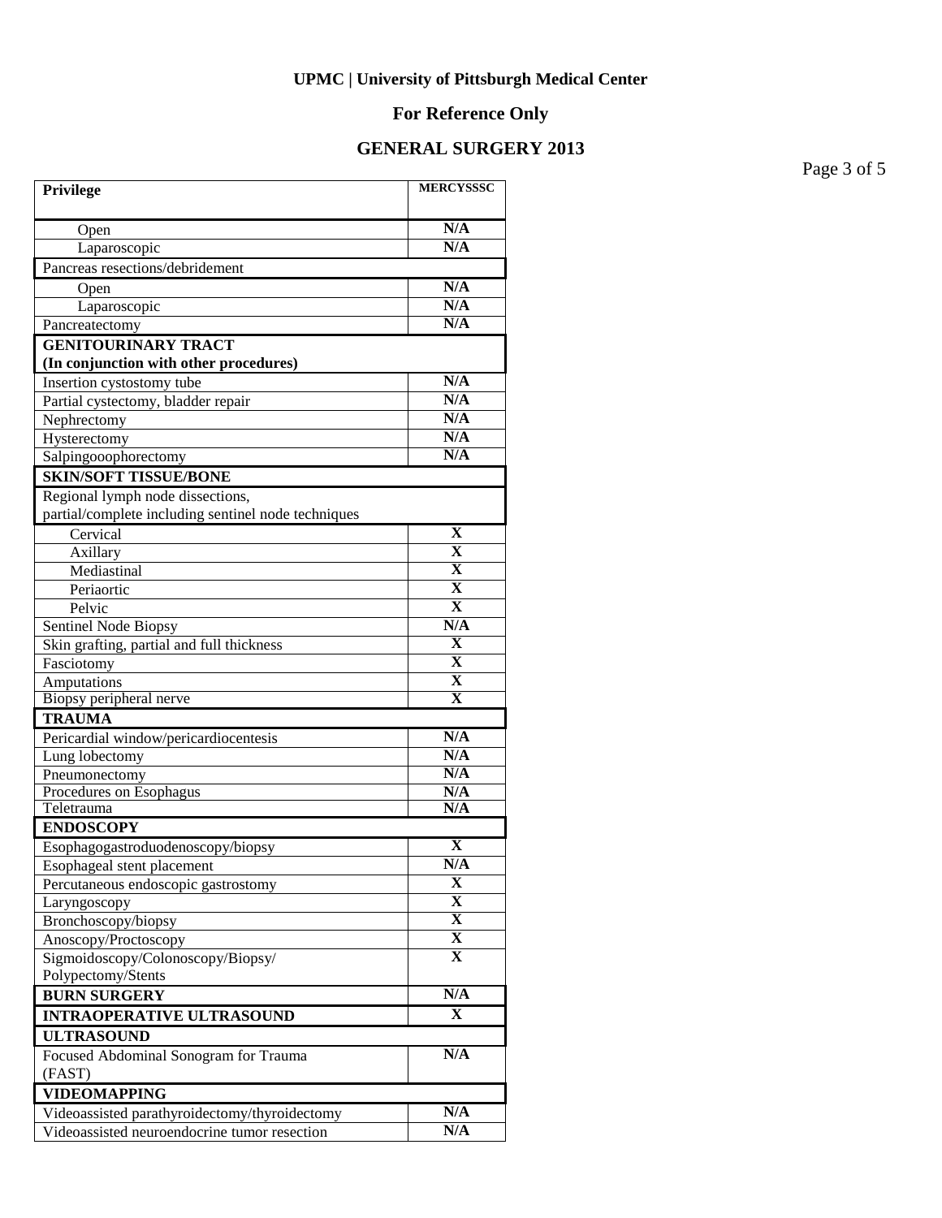**UPMC | University of Pittsburgh Medical Center**

**For Reference Only**

**GENERAL SURGERY 2013**

| Privilege | MERCYSSSC |
|---|---|
| Open | N/A |
| Laparoscopic | N/A |
| Pancreas resections/debridement | |
| Open | N/A |
| Laparoscopic | N/A |
| Pancreatectomy | N/A |
| **GENITOURINARY TRACT (In conjunction with other procedures)** | |
| Insertion cystostomy tube | N/A |
| Partial cystectomy, bladder repair | N/A |
| Nephrectomy | N/A |
| Hysterectomy | N/A |
| Salpingooophorectomy | N/A |
| **SKIN/SOFT TISSUE/BONE** | |
| Regional lymph node dissections, partial/complete including sentinel node techniques | |
| Cervical | X |
| Axillary | X |
| Mediastinal | X |
| Periaortic | X |
| Pelvic | X |
| Sentinel Node Biopsy | N/A |
| Skin grafting, partial and full thickness | X |
| Fasciotomy | X |
| Amputations | X |
| Biopsy peripheral nerve | X |
| **TRAUMA** | |
| Pericardial window/pericardiocentesis | N/A |
| Lung lobectomy | N/A |
| Pneumonectomy | N/A |
| Procedures on Esophagus | N/A |
| Teletrauma | N/A |
| **ENDOSCOPY** | |
| Esophagogastroduodenoscopy/biopsy | X |
| Esophageal stent placement | N/A |
| Percutaneous endoscopic gastrostomy | X |
| Laryngoscopy | X |
| Bronchoscopy/biopsy | X |
| Anoscopy/Proctoscopy | X |
| Sigmoidoscopy/Colonoscopy/Biopsy/ Polypectomy/Stents | X |
| **BURN SURGERY** | N/A |
| **INTRAOPERATIVE ULTRASOUND** | X |
| **ULTRASOUND** | |
| Focused Abdominal Sonogram for Trauma (FAST) | N/A |
| **VIDEOMAPPING** | |
| Videoassisted parathyroidectomy/thyroidectomy | N/A |
| Videoassisted neuroendocrine tumor resection | N/A |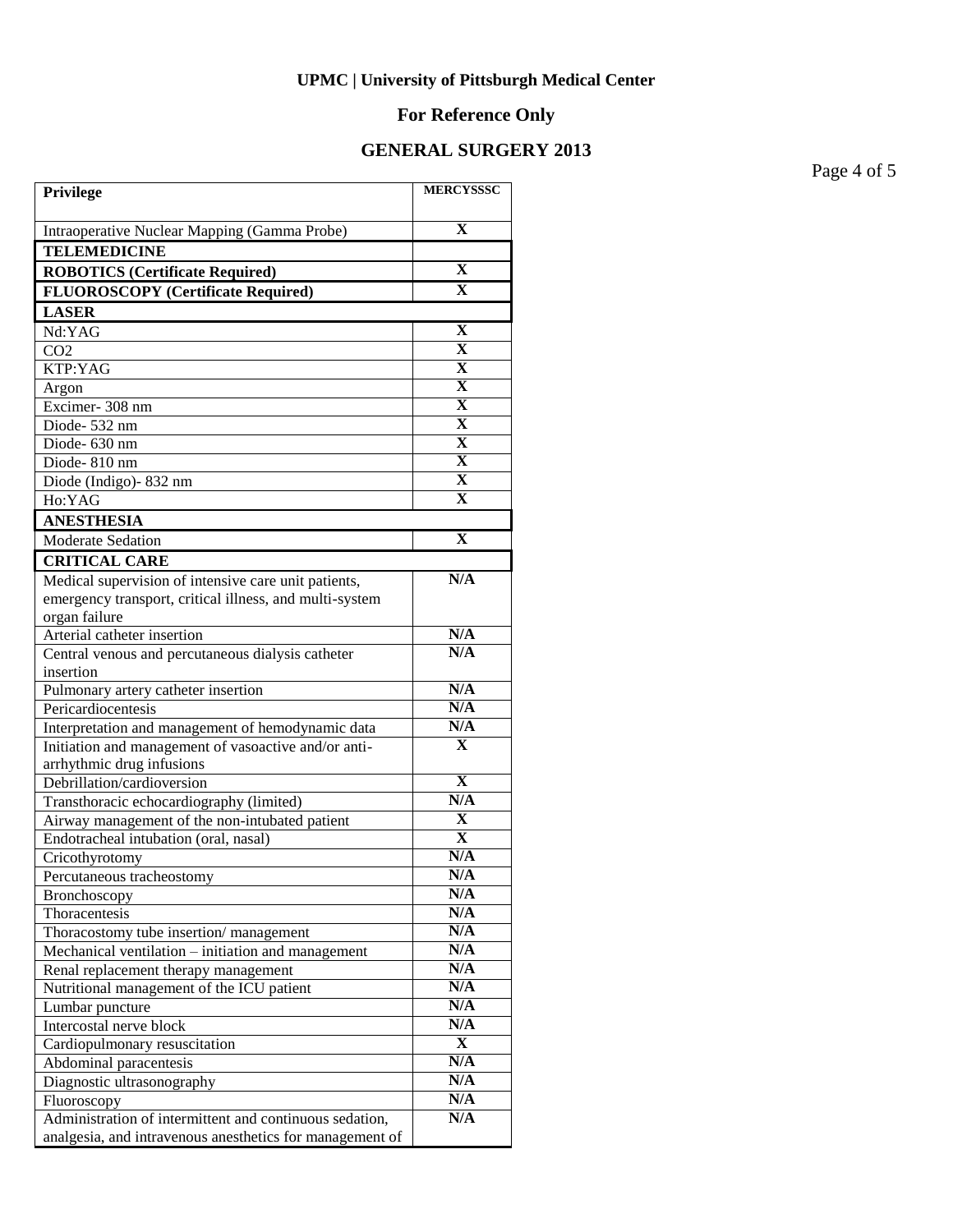**UPMC | University of Pittsburgh Medical Center**

**For Reference Only**

**GENERAL SURGERY 2013**

| Privilege | MERCYSSSC |
|---|---|
| Intraoperative Nuclear Mapping (Gamma Probe) | X |
| **TELEMEDICINE** | |
| **ROBOTICS (Certificate Required)** | X |
| **FLUOROSCOPY (Certificate Required)** | X |
| **LASER** | |
| Nd:YAG | X |
| CO2 | X |
| KTP:YAG | X |
| Argon | X |
| Excimer- 308 nm | X |
| Diode- 532 nm | X |
| Diode- 630 nm | X |
| Diode- 810 nm | X |
| Diode (Indigo)- 832 nm | X |
| Ho:YAG | X |
| **ANESTHESIA** | |
| Moderate Sedation | X |
| **CRITICAL CARE** | |
| Medical supervision of intensive care unit patients, emergency transport, critical illness, and multi-system organ failure | N/A |
| Arterial catheter insertion | N/A |
| Central venous and percutaneous dialysis catheter insertion | N/A |
| Pulmonary artery catheter insertion | N/A |
| Pericardiocentesis | N/A |
| Interpretation and management of hemodynamic data | N/A |
| Initiation and management of vasoactive and/or anti-arrhythmic drug infusions | X |
| Debrillation/cardioversion | X |
| Transthoracic echocardiography (limited) | N/A |
| Airway management of the non-intubated patient | X |
| Endotracheal intubation (oral, nasal) | X |
| Cricothyrotomy | N/A |
| Percutaneous tracheostomy | N/A |
| Bronchoscopy | N/A |
| Thoracentesis | N/A |
| Thoracostomy tube insertion/ management | N/A |
| Mechanical ventilation – initiation and management | N/A |
| Renal replacement therapy management | N/A |
| Nutritional management of the ICU patient | N/A |
| Lumbar puncture | N/A |
| Intercostal nerve block | N/A |
| Cardiopulmonary resuscitation | X |
| Abdominal paracentesis | N/A |
| Diagnostic ultrasonography | N/A |
| Fluoroscopy | N/A |
| Administration of intermittent and continuous sedation, analgesia, and intravenous anesthetics for management of | N/A |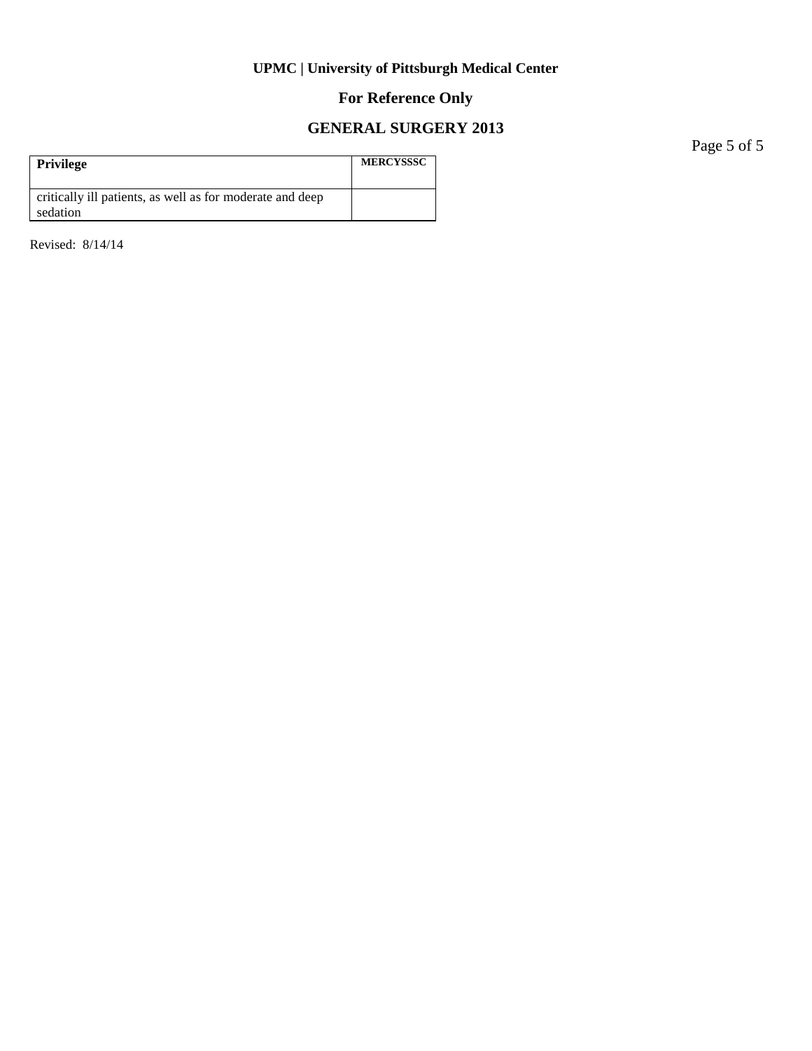| Privilege | MERCYSSSC |
|---|---|
| critically ill patients, as well as for moderate and deep sedation | |

Revised: 8/14/14